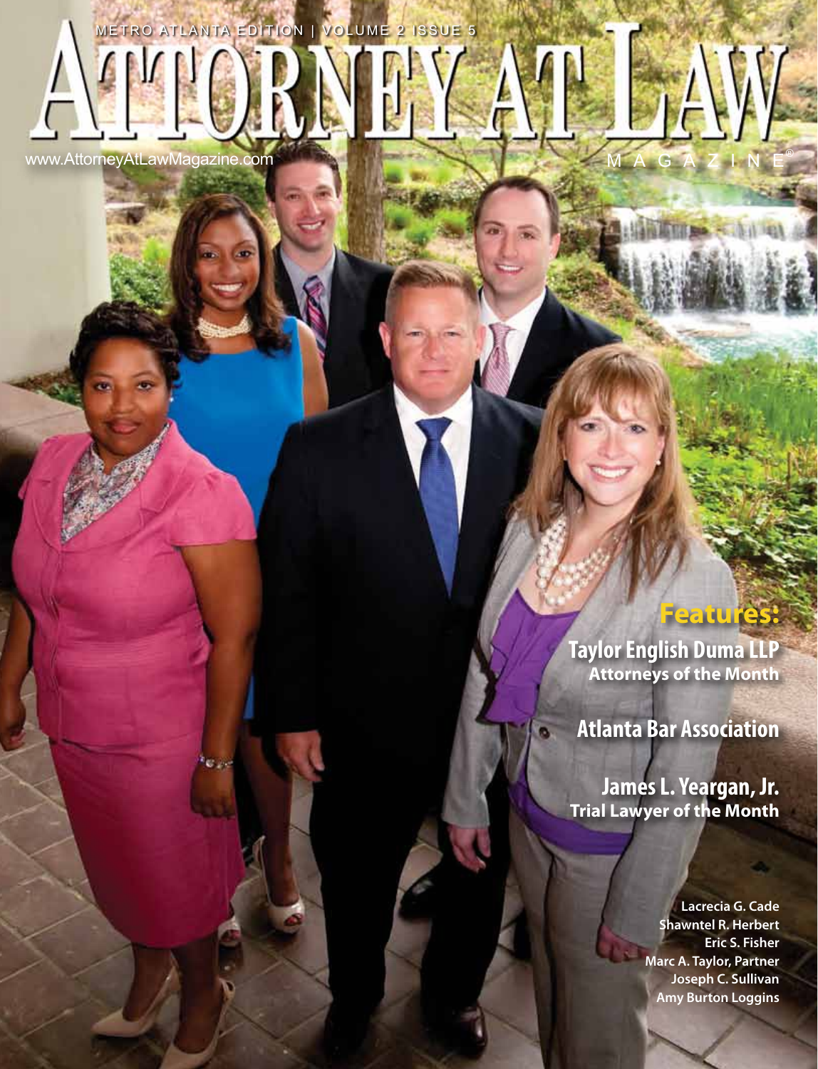METRO ATLANTA EDITION | VOLUME 2 ISSUE 5

# ATTORNEY AT LAW

MAGAZINE®

www.AttorneyAtLawMagazine.com

## Features:

**Taylor English Duma LLP**
**Attorneys of the Month**

**Atlanta Bar Association**

**James L. Yeargan, Jr.**
**Trial Lawyer of the Month**

**Lacrecia G. Cade**
**Shawntel R. Herbert**
**Eric S. Fisher**
**Marc A. Taylor, Partner**
**Joseph C. Sullivan**
**Amy Burton Loggins**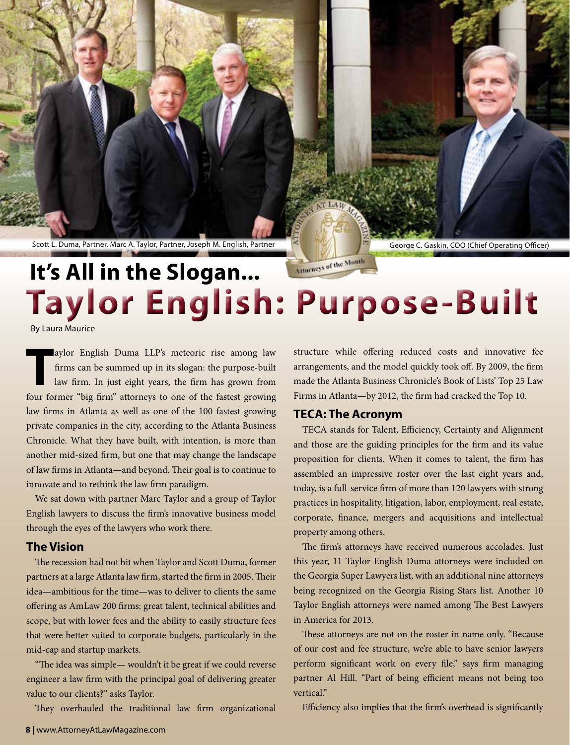Scott L. Duma, Partner, Marc A. Taylor, Partner, Joseph M. English, Partner

George C. Gaskin, COO (Chief Operating Officer)

# It's All in the Slogan... Taylor English: Purpose-Built

By Laura Maurice

Taylor English Duma LLP's meteoric rise among law firms can be summed up in its slogan: the purpose-built law firm. In just eight years, the firm has grown from four former "big firm" attorneys to one of the fastest growing law firms in Atlanta as well as one of the 100 fastest-growing private companies in the city, according to the Atlanta Business Chronicle. What they have built, with intention, is more than another mid-sized firm, but one that may change the landscape of law firms in Atlanta—and beyond. Their goal is to continue to innovate and to rethink the law firm paradigm.

We sat down with partner Marc Taylor and a group of Taylor English lawyers to discuss the firm's innovative business model through the eyes of the lawyers who work there.

## The Vision

The recession had not hit when Taylor and Scott Duma, former partners at a large Atlanta law firm, started the firm in 2005. Their idea—ambitious for the time—was to deliver to clients the same offering as AmLaw 200 firms: great talent, technical abilities and scope, but with lower fees and the ability to easily structure fees that were better suited to corporate budgets, particularly in the mid-cap and startup markets.

"The idea was simple— wouldn't it be great if we could reverse engineer a law firm with the principal goal of delivering greater value to our clients?" asks Taylor.

They overhauled the traditional law firm organizational structure while offering reduced costs and innovative fee arrangements, and the model quickly took off. By 2009, the firm made the Atlanta Business Chronicle's Book of Lists' Top 25 Law Firms in Atlanta—by 2012, the firm had cracked the Top 10.

## TECA: The Acronym

TECA stands for Talent, Efficiency, Certainty and Alignment and those are the guiding principles for the firm and its value proposition for clients. When it comes to talent, the firm has assembled an impressive roster over the last eight years and, today, is a full-service firm of more than 120 lawyers with strong practices in hospitality, litigation, labor, employment, real estate, corporate, finance, mergers and acquisitions and intellectual property among others.

The firm's attorneys have received numerous accolades. Just this year, 11 Taylor English Duma attorneys were included on the Georgia Super Lawyers list, with an additional nine attorneys being recognized on the Georgia Rising Stars list. Another 10 Taylor English attorneys were named among The Best Lawyers in America for 2013.

These attorneys are not on the roster in name only. "Because of our cost and fee structure, we're able to have senior lawyers perform significant work on every file," says firm managing partner Al Hill. "Part of being efficient means not being too vertical."

Efficiency also implies that the firm's overhead is significantly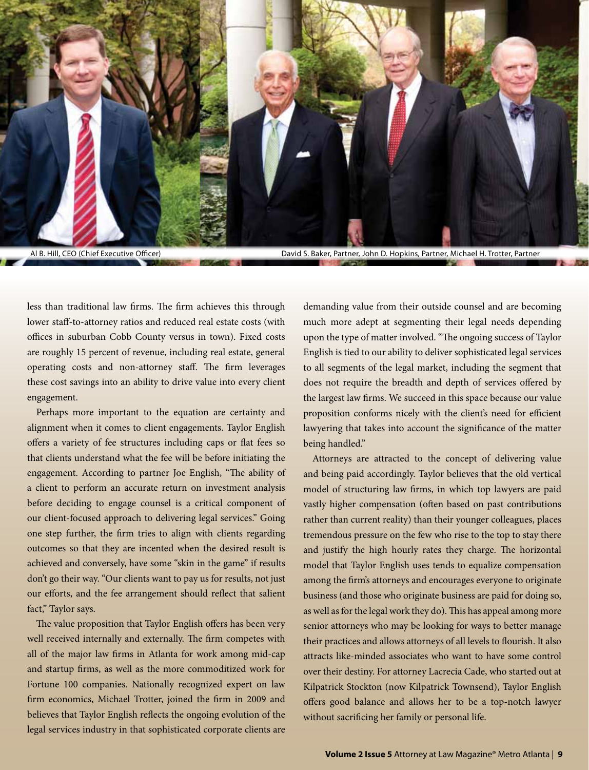Al B. Hill, CEO (Chief Executive Officer)

David S. Baker, Partner, John D. Hopkins, Partner, Michael H. Trotter, Partner

less than traditional law firms. The firm achieves this through lower staff-to-attorney ratios and reduced real estate costs (with offices in suburban Cobb County versus in town). Fixed costs are roughly 15 percent of revenue, including real estate, general operating costs and non-attorney staff. The firm leverages these cost savings into an ability to drive value into every client engagement.

Perhaps more important to the equation are certainty and alignment when it comes to client engagements. Taylor English offers a variety of fee structures including caps or flat fees so that clients understand what the fee will be before initiating the engagement. According to partner Joe English, "The ability of a client to perform an accurate return on investment analysis before deciding to engage counsel is a critical component of our client-focused approach to delivering legal services." Going one step further, the firm tries to align with clients regarding outcomes so that they are incented when the desired result is achieved and conversely, have some "skin in the game" if results don't go their way. "Our clients want to pay us for results, not just our efforts, and the fee arrangement should reflect that salient fact," Taylor says.

The value proposition that Taylor English offers has been very well received internally and externally. The firm competes with all of the major law firms in Atlanta for work among mid-cap and startup firms, as well as the more commoditized work for Fortune 100 companies. Nationally recognized expert on law firm economics, Michael Trotter, joined the firm in 2009 and believes that Taylor English reflects the ongoing evolution of the legal services industry in that sophisticated corporate clients are demanding value from their outside counsel and are becoming much more adept at segmenting their legal needs depending upon the type of matter involved. "The ongoing success of Taylor English is tied to our ability to deliver sophisticated legal services to all segments of the legal market, including the segment that does not require the breadth and depth of services offered by the largest law firms. We succeed in this space because our value proposition conforms nicely with the client's need for efficient lawyering that takes into account the significance of the matter being handled."

Attorneys are attracted to the concept of delivering value and being paid accordingly. Taylor believes that the old vertical model of structuring law firms, in which top lawyers are paid vastly higher compensation (often based on past contributions rather than current reality) than their younger colleagues, places tremendous pressure on the few who rise to the top to stay there and justify the high hourly rates they charge. The horizontal model that Taylor English uses tends to equalize compensation among the firm's attorneys and encourages everyone to originate business (and those who originate business are paid for doing so, as well as for the legal work they do). This has appeal among more senior attorneys who may be looking for ways to better manage their practices and allows attorneys of all levels to flourish. It also attracts like-minded associates who want to have some control over their destiny. For attorney Lacrecia Cade, who started out at Kilpatrick Stockton (now Kilpatrick Townsend), Taylor English offers good balance and allows her to be a top-notch lawyer without sacrificing her family or personal life.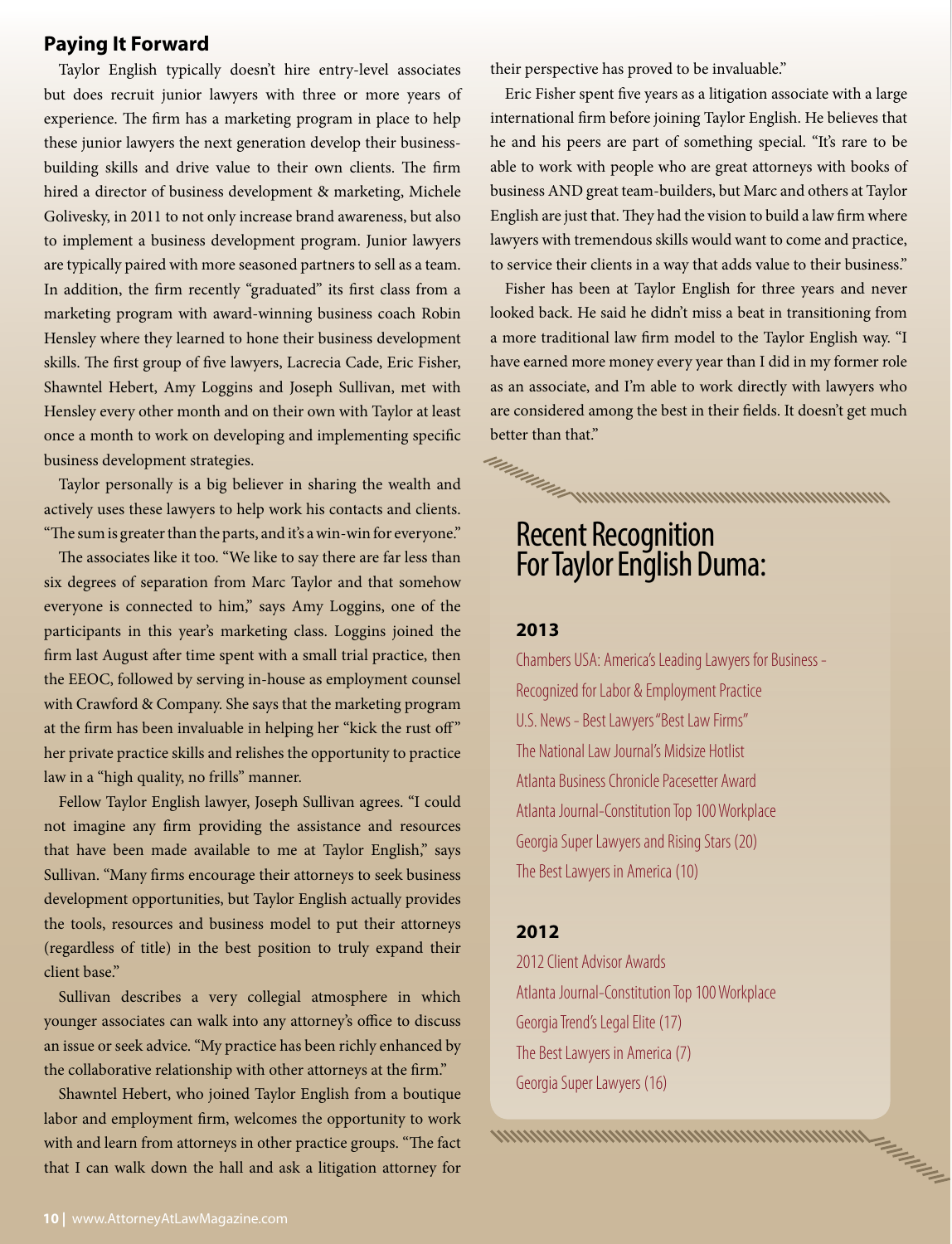## Paying It Forward

Taylor English typically doesn't hire entry-level associates but does recruit junior lawyers with three or more years of experience. The firm has a marketing program in place to help these junior lawyers the next generation develop their business-building skills and drive value to their own clients. The firm hired a director of business development & marketing, Michele Golivesky, in 2011 to not only increase brand awareness, but also to implement a business development program. Junior lawyers are typically paired with more seasoned partners to sell as a team. In addition, the firm recently "graduated" its first class from a marketing program with award-winning business coach Robin Hensley where they learned to hone their business development skills. The first group of five lawyers, Lacrecia Cade, Eric Fisher, Shawntel Hebert, Amy Loggins and Joseph Sullivan, met with Hensley every other month and on their own with Taylor at least once a month to work on developing and implementing specific business development strategies.

Taylor personally is a big believer in sharing the wealth and actively uses these lawyers to help work his contacts and clients. "The sum is greater than the parts, and it's a win-win for everyone."

The associates like it too. "We like to say there are far less than six degrees of separation from Marc Taylor and that somehow everyone is connected to him," says Amy Loggins, one of the participants in this year's marketing class. Loggins joined the firm last August after time spent with a small trial practice, then the EEOC, followed by serving in-house as employment counsel with Crawford & Company. She says that the marketing program at the firm has been invaluable in helping her "kick the rust off" her private practice skills and relishes the opportunity to practice law in a "high quality, no frills" manner.

Fellow Taylor English lawyer, Joseph Sullivan agrees. "I could not imagine any firm providing the assistance and resources that have been made available to me at Taylor English," says Sullivan. "Many firms encourage their attorneys to seek business development opportunities, but Taylor English actually provides the tools, resources and business model to put their attorneys (regardless of title) in the best position to truly expand their client base."

Sullivan describes a very collegial atmosphere in which younger associates can walk into any attorney's office to discuss an issue or seek advice. "My practice has been richly enhanced by the collaborative relationship with other attorneys at the firm."

Shawntel Hebert, who joined Taylor English from a boutique labor and employment firm, welcomes the opportunity to work with and learn from attorneys in other practice groups. "The fact that I can walk down the hall and ask a litigation attorney for their perspective has proved to be invaluable."

Eric Fisher spent five years as a litigation associate with a large international firm before joining Taylor English. He believes that he and his peers are part of something special. "It's rare to be able to work with people who are great attorneys with books of business AND great team-builders, but Marc and others at Taylor English are just that. They had the vision to build a law firm where lawyers with tremendous skills would want to come and practice, to service their clients in a way that adds value to their business."

Fisher has been at Taylor English for three years and never looked back. He said he didn't miss a beat in transitioning from a more traditional law firm model to the Taylor English way. "I have earned more money every year than I did in my former role as an associate, and I'm able to work directly with lawyers who are considered among the best in their fields. It doesn't get much better than that."

## Recent Recognition For Taylor English Duma:

### 2013

Chambers USA: America's Leading Lawyers for Business - Recognized for Labor & Employment Practice

U.S. News - Best Lawyers "Best Law Firms"

The National Law Journal's Midsize Hotlist

Atlanta Business Chronicle Pacesetter Award

Atlanta Journal-Constitution Top 100 Workplace

Georgia Super Lawyers and Rising Stars (20)

The Best Lawyers in America (10)

### 2012

2012 Client Advisor Awards

Atlanta Journal-Constitution Top 100 Workplace

Georgia Trend's Legal Elite (17)

The Best Lawyers in America (7)

Georgia Super Lawyers (16)